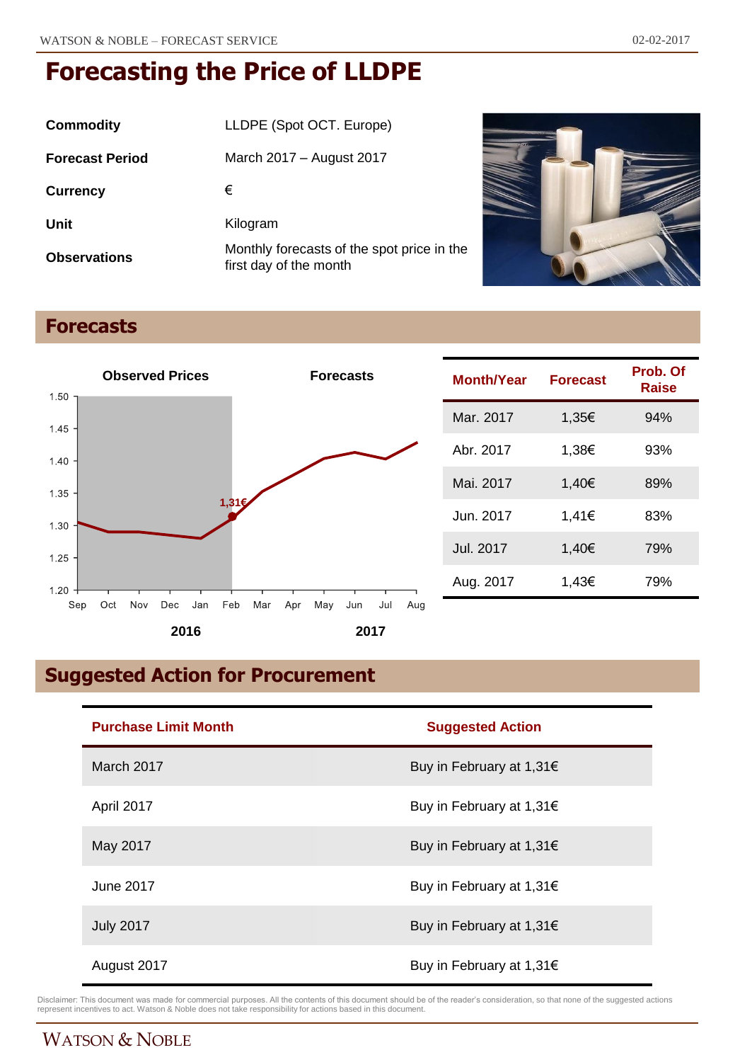# Forecasting the Price of LLDPE

| | |
|---|---|
| **Commodity** | LLDPE (Spot OCT. Europe) |
| **Forecast Period** | March 2017 – August 2017 |
| **Currency** | € |
| **Unit** | Kilogram |
| **Observations** | Monthly forecasts of the spot price in the first day of the month |

## Forecasts

| Month/Year | Forecast | Prob. Of Raise |
|---|---|---|
| Mar. 2017 | 1,35€ | 94% |
| Abr. 2017 | 1,38€ | 93% |
| Mai. 2017 | 1,40€ | 89% |
| Jun. 2017 | 1,41€ | 83% |
| Jul. 2017 | 1,40€ | 79% |
| Aug. 2017 | 1,43€ | 79% |

## Suggested Action for Procurement

| Purchase Limit Month | Suggested Action |
|---|---|
| March 2017 | Buy in February at 1,31€ |
| April 2017 | Buy in February at 1,31€ |
| May 2017 | Buy in February at 1,31€ |
| June 2017 | Buy in February at 1,31€ |
| July 2017 | Buy in February at 1,31€ |
| August 2017 | Buy in February at 1,31€ |

Disclaimer: This document was made for commercial purposes. All the contents of this document should be of the reader's consideration, so that none of the suggested actions represent incentives to act. Watson & Noble does not take responsibility for actions based in this document.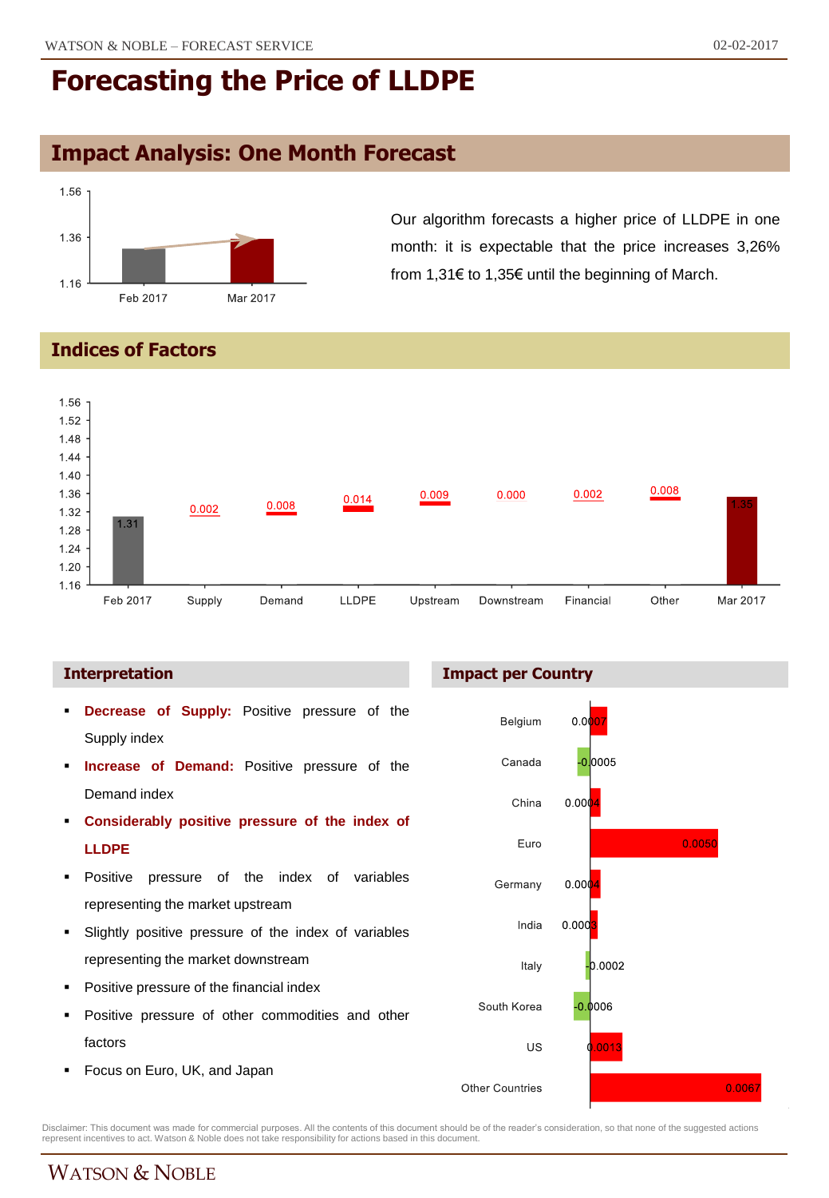# Forecasting the Price of LLDPE

## Impact Analysis: One Month Forecast

| | Price |
|---|---|
| Feb 2017 | 1.31 |
| Mar 2017 | 1.35 |

Our algorithm forecasts a higher price of LLDPE in one month: it is expectable that the price increases 3,26% from 1,31€ to 1,35€ until the beginning of March.

## Indices of Factors

| Feb 2017 | Supply | Demand | LLDPE | Upstream | Downstream | Financial | Other | Mar 2017 |
|---|---|---|---|---|---|---|---|---|
| 1.31 | 0.002 | 0.008 | 0.014 | 0.009 | 0.000 | 0.002 | 0.008 | 1.35 |

### Interpretation

- **Decrease of Supply:** Positive pressure of the Supply index
- **Increase of Demand:** Positive pressure of the Demand index
- **Considerably positive pressure of the index of LLDPE**
- Positive pressure of the index of variables representing the market upstream
- Slightly positive pressure of the index of variables representing the market downstream
- Positive pressure of the financial index
- Positive pressure of other commodities and other factors
- Focus on Euro, UK, and Japan

### Impact per Country

| Country | Impact |
|---|---|
| Belgium | 0.0007 |
| Canada | -0.0005 |
| China | 0.0004 |
| Euro | 0.0050 |
| Germany | 0.0004 |
| India | 0.0003 |
| Italy | -0.0002 |
| South Korea | -0.0006 |
| US | 0.0013 |
| Other Countries | 0.0067 |

Disclaimer: This document was made for commercial purposes. All the contents of this document should be of the reader's consideration, so that none of the suggested actions represent incentives to act. Watson & Noble does not take responsibility for actions based in this document.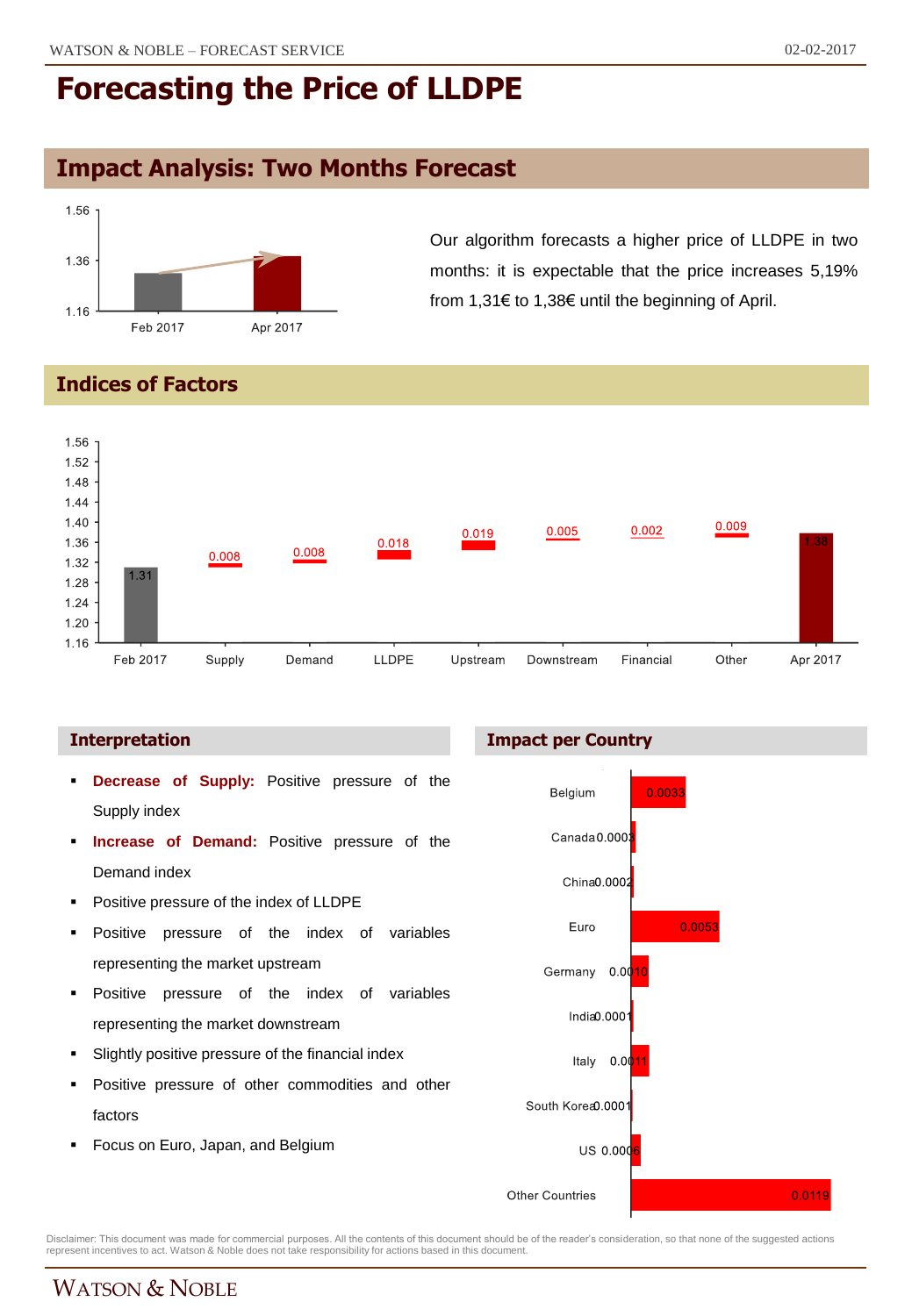# Forecasting the Price of LLDPE

## Impact Analysis: Two Months Forecast

| | Price |
|---|---|
| Feb 2017 | 1.31 |
| Apr 2017 | 1.38 |

Our algorithm forecasts a higher price of LLDPE in two months: it is expectable that the price increases 5,19% from 1,31€ to 1,38€ until the beginning of April.

## Indices of Factors

| Feb 2017 | Supply | Demand | LLDPE | Upstream | Downstream | Financial | Other | Apr 2017 |
|---|---|---|---|---|---|---|---|---|
| 1.31 | 0.008 | 0.008 | 0.018 | 0.019 | 0.005 | 0.002 | 0.009 | 1.38 |

### Interpretation

- **Decrease of Supply:** Positive pressure of the Supply index
- **Increase of Demand:** Positive pressure of the Demand index
- Positive pressure of the index of LLDPE
- Positive pressure of the index of variables representing the market upstream
- Positive pressure of the index of variables representing the market downstream
- Slightly positive pressure of the financial index
- Positive pressure of other commodities and other factors
- Focus on Euro, Japan, and Belgium

### Impact per Country

| Country | Impact |
|---|---|
| Belgium | 0.0033 |
| Canada | 0.0003 |
| China | 0.0002 |
| Euro | 0.0053 |
| Germany | 0.0010 |
| India | 0.0001 |
| Italy | 0.0011 |
| South Korea | 0.0001 |
| US | 0.0006 |
| Other Countries | 0.0119 |

Disclaimer: This document was made for commercial purposes. All the contents of this document should be of the reader's consideration, so that none of the suggested actions represent incentives to act. Watson & Noble does not take responsibility for actions based in this document.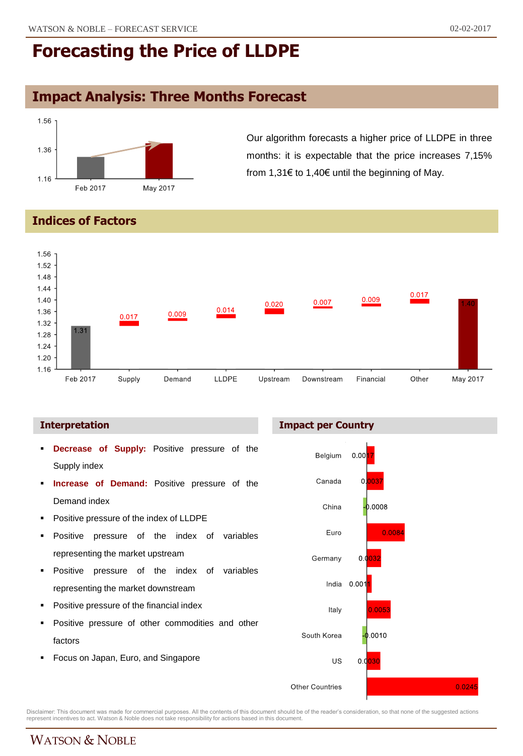# Forecasting the Price of LLDPE

## Impact Analysis: Three Months Forecast

Our algorithm forecasts a higher price of LLDPE in three months: it is expectable that the price increases 7,15% from 1,31€ to 1,40€ until the beginning of May.

## Indices of Factors

| Factor | Value |
|---|---|
| Feb 2017 | 1.31 |
| Supply | 0.017 |
| Demand | 0.009 |
| LLDPE | 0.014 |
| Upstream | 0.020 |
| Downstream | 0.007 |
| Financial | 0.009 |
| Other | 0.017 |
| May 2017 | 1.40 |

### Interpretation

- **Decrease of Supply:** Positive pressure of the Supply index
- **Increase of Demand:** Positive pressure of the Demand index
- Positive pressure of the index of LLDPE
- Positive pressure of the index of variables representing the market upstream
- Positive pressure of the index of variables representing the market downstream
- Positive pressure of the financial index
- Positive pressure of other commodities and other factors
- Focus on Japan, Euro, and Singapore

### Impact per Country

| Country | Impact |
|---|---|
| Belgium | 0.0017 |
| Canada | 0.0037 |
| China | -0.0008 |
| Euro | 0.0084 |
| Germany | 0.0032 |
| India | 0.0011 |
| Italy | 0.0053 |
| South Korea | -0.0010 |
| US | 0.0030 |
| Other Countries | 0.0245 |

Disclaimer: This document was made for commercial purposes. All the contents of this document should be of the reader's consideration, so that none of the suggested actions represent incentives to act. Watson & Noble does not take responsibility for actions based in this document.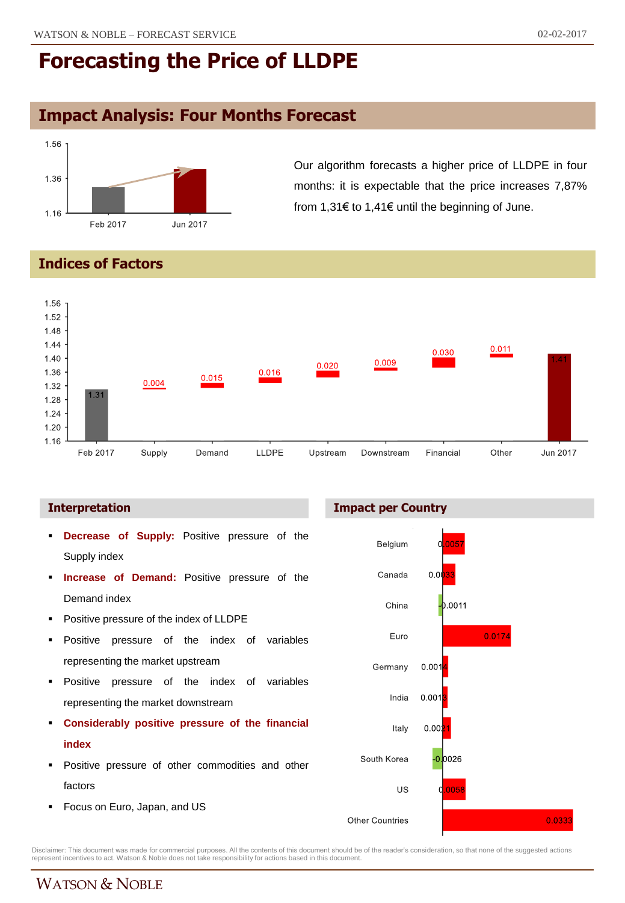# Forecasting the Price of LLDPE

## Impact Analysis: Four Months Forecast

| | Feb 2017 | Jun 2017 |
|---|---|---|
| Price | 1.31 | 1.41 |

Our algorithm forecasts a higher price of LLDPE in four months: it is expectable that the price increases 7,87% from 1,31€ to 1,41€ until the beginning of June.

## Indices of Factors

| Feb 2017 | Supply | Demand | LLDPE | Upstream | Downstream | Financial | Other | Jun 2017 |
|---|---|---|---|---|---|---|---|---|
| 1.31 | 0.004 | 0.015 | 0.016 | 0.020 | 0.009 | 0.030 | 0.011 | 1.41 |

### Interpretation

- **Decrease of Supply:** Positive pressure of the Supply index
- **Increase of Demand:** Positive pressure of the Demand index
- Positive pressure of the index of LLDPE
- Positive pressure of the index of variables representing the market upstream
- Positive pressure of the index of variables representing the market downstream
- **Considerably positive pressure of the financial index**
- Positive pressure of other commodities and other factors
- Focus on Euro, Japan, and US

### Impact per Country

| Country | Impact |
|---|---|
| Belgium | 0.0057 |
| Canada | 0.0033 |
| China | -0.0011 |
| Euro | 0.0174 |
| Germany | 0.0014 |
| India | 0.0013 |
| Italy | 0.0021 |
| South Korea | -0.0026 |
| US | 0.0058 |
| Other Countries | 0.0333 |

Disclaimer: This document was made for commercial purposes. All the contents of this document should be of the reader's consideration, so that none of the suggested actions represent incentives to act. Watson & Noble does not take responsibility for actions based in this document.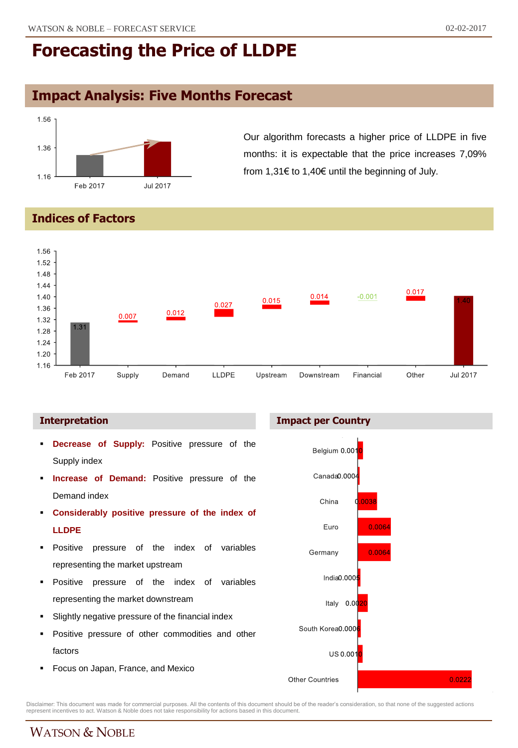# Forecasting the Price of LLDPE

## Impact Analysis: Five Months Forecast

Our algorithm forecasts a higher price of LLDPE in five months: it is expectable that the price increases 7,09% from 1,31€ to 1,40€ until the beginning of July.

## Indices of Factors

| Factor | Value |
|---|---|
| Feb 2017 | 1.31 |
| Supply | 0.007 |
| Demand | 0.012 |
| LLDPE | 0.027 |
| Upstream | 0.015 |
| Downstream | 0.014 |
| Financial | -0.001 |
| Other | 0.017 |
| Jul 2017 | 1.40 |

### Interpretation

- **Decrease of Supply:** Positive pressure of the Supply index
- **Increase of Demand:** Positive pressure of the Demand index
- **Considerably positive pressure of the index of LLDPE**
- Positive pressure of the index of variables representing the market upstream
- Positive pressure of the index of variables representing the market downstream
- Slightly negative pressure of the financial index
- Positive pressure of other commodities and other factors
- Focus on Japan, France, and Mexico

### Impact per Country

| Country | Impact |
|---|---|
| Belgium | 0.0010 |
| Canada | 0.0004 |
| China | 0.0038 |
| Euro | 0.0064 |
| Germany | 0.0064 |
| India | 0.0005 |
| Italy | 0.0020 |
| South Korea | 0.0006 |
| US | 0.0010 |
| Other Countries | 0.0222 |

Disclaimer: This document was made for commercial purposes. All the contents of this document should be of the reader's consideration, so that none of the suggested actions represent incentives to act. Watson & Noble does not take responsibility for actions based in this document.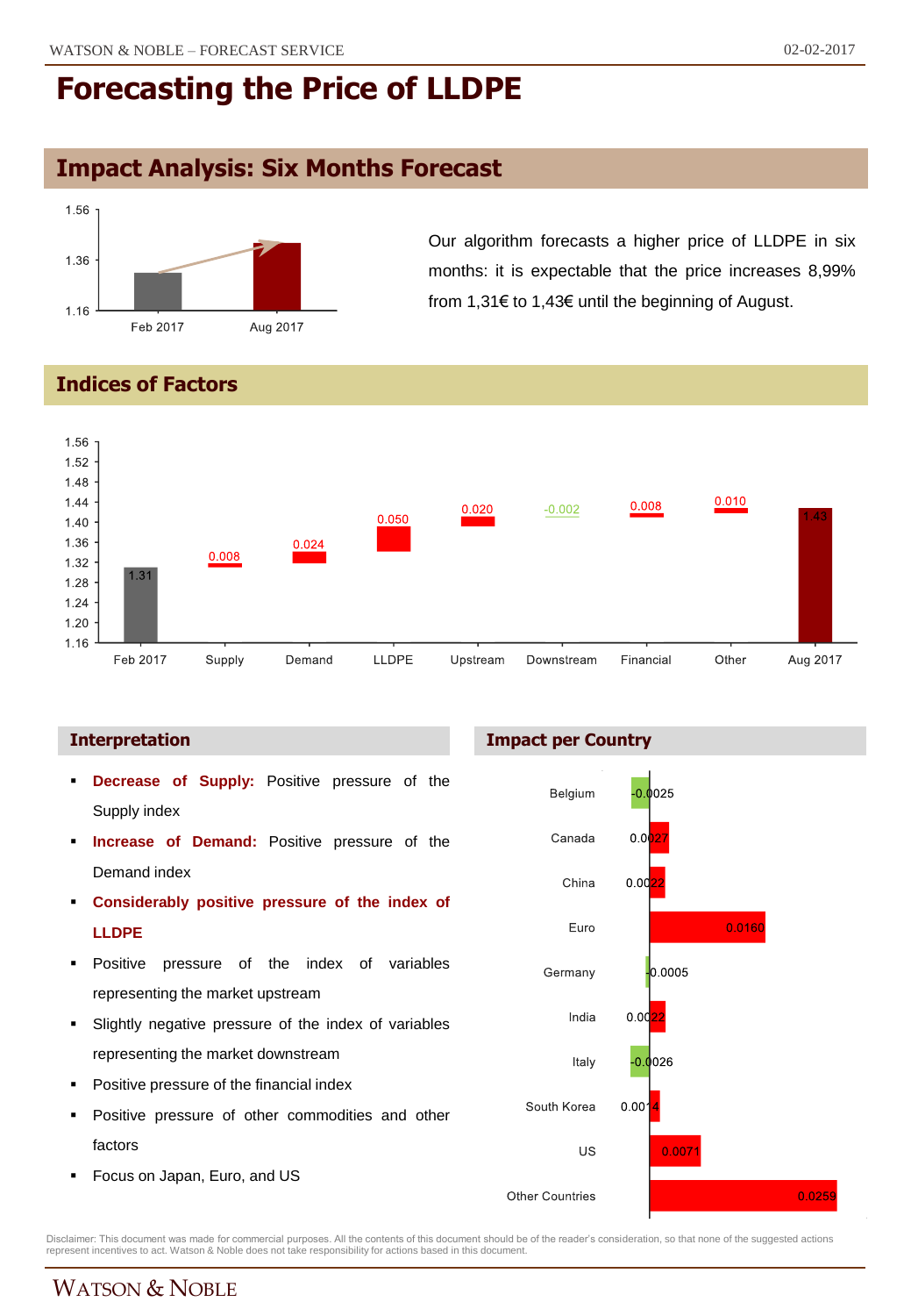# Forecasting the Price of LLDPE

## Impact Analysis: Six Months Forecast

| | Price |
|---|---|
| Feb 2017 | 1.31 |
| Aug 2017 | 1.43 |

Our algorithm forecasts a higher price of LLDPE in six months: it is expectable that the price increases 8,99% from 1,31€ to 1,43€ until the beginning of August.

## Indices of Factors

| Feb 2017 | Supply | Demand | LLDPE | Upstream | Downstream | Financial | Other | Aug 2017 |
|---|---|---|---|---|---|---|---|---|
| 1.31 | 0.008 | 0.024 | 0.050 | 0.020 | -0.002 | 0.008 | 0.010 | 1.43 |

### Interpretation

- **Decrease of Supply:** Positive pressure of the Supply index
- **Increase of Demand:** Positive pressure of the Demand index
- **Considerably positive pressure of the index of LLDPE**
- Positive pressure of the index of variables representing the market upstream
- Slightly negative pressure of the index of variables representing the market downstream
- Positive pressure of the financial index
- Positive pressure of other commodities and other factors
- Focus on Japan, Euro, and US

### Impact per Country

| Country | Impact |
|---|---|
| Belgium | -0.0025 |
| Canada | 0.0027 |
| China | 0.0022 |
| Euro | 0.0160 |
| Germany | -0.0005 |
| India | 0.0022 |
| Italy | -0.0026 |
| South Korea | 0.0014 |
| US | 0.0071 |
| Other Countries | 0.0259 |

Disclaimer: This document was made for commercial purposes. All the contents of this document should be of the reader's consideration, so that none of the suggested actions represent incentives to act. Watson & Noble does not take responsibility for actions based in this document.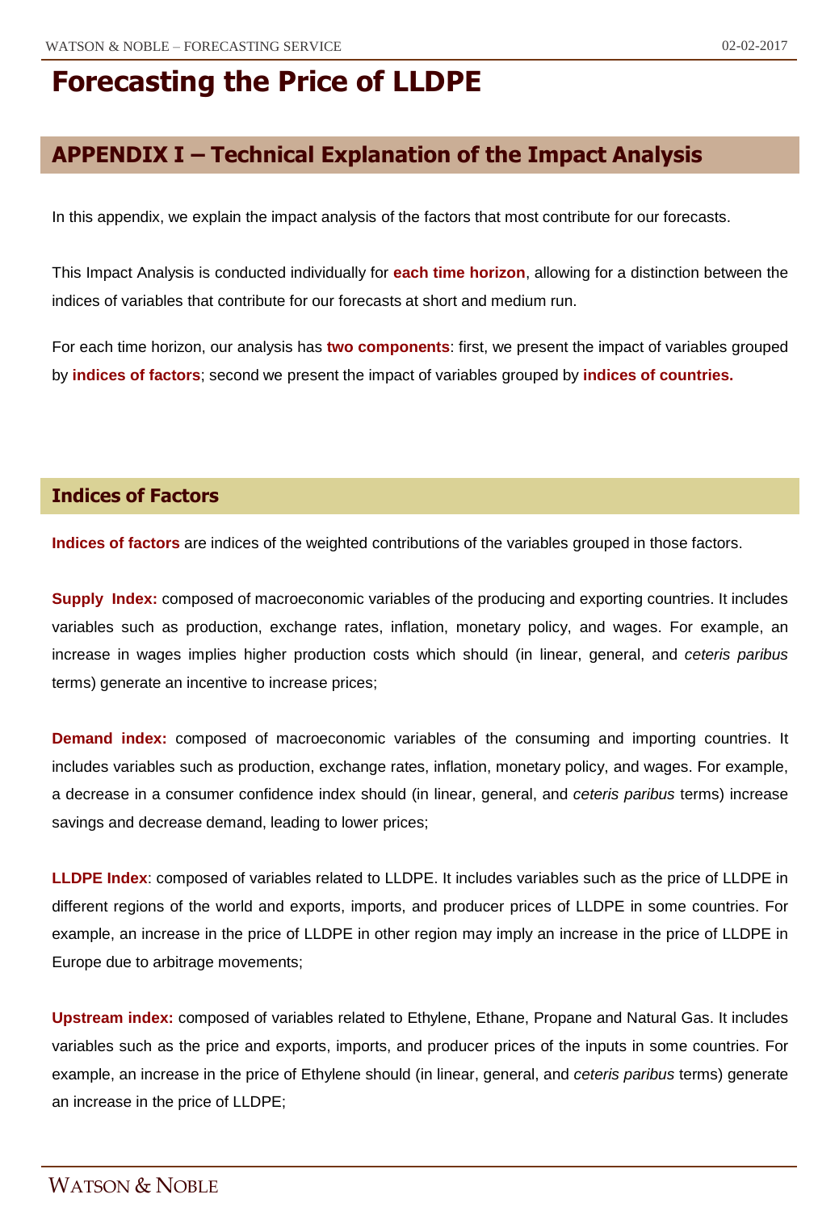# Forecasting the Price of LLDPE

## APPENDIX I – Technical Explanation of the Impact Analysis

In this appendix, we explain the impact analysis of the factors that most contribute for our forecasts.

This Impact Analysis is conducted individually for **each time horizon**, allowing for a distinction between the indices of variables that contribute for our forecasts at short and medium run.

For each time horizon, our analysis has **two components**: first, we present the impact of variables grouped by **indices of factors**; second we present the impact of variables grouped by **indices of countries.**

### Indices of Factors

**Indices of factors** are indices of the weighted contributions of the variables grouped in those factors.

**Supply Index:** composed of macroeconomic variables of the producing and exporting countries. It includes variables such as production, exchange rates, inflation, monetary policy, and wages. For example, an increase in wages implies higher production costs which should (in linear, general, and *ceteris paribus* terms) generate an incentive to increase prices;

**Demand index:** composed of macroeconomic variables of the consuming and importing countries. It includes variables such as production, exchange rates, inflation, monetary policy, and wages. For example, a decrease in a consumer confidence index should (in linear, general, and *ceteris paribus* terms) increase savings and decrease demand, leading to lower prices;

**LLDPE Index**: composed of variables related to LLDPE. It includes variables such as the price of LLDPE in different regions of the world and exports, imports, and producer prices of LLDPE in some countries. For example, an increase in the price of LLDPE in other region may imply an increase in the price of LLDPE in Europe due to arbitrage movements;

**Upstream index:** composed of variables related to Ethylene, Ethane, Propane and Natural Gas. It includes variables such as the price and exports, imports, and producer prices of the inputs in some countries. For example, an increase in the price of Ethylene should (in linear, general, and *ceteris paribus* terms) generate an increase in the price of LLDPE;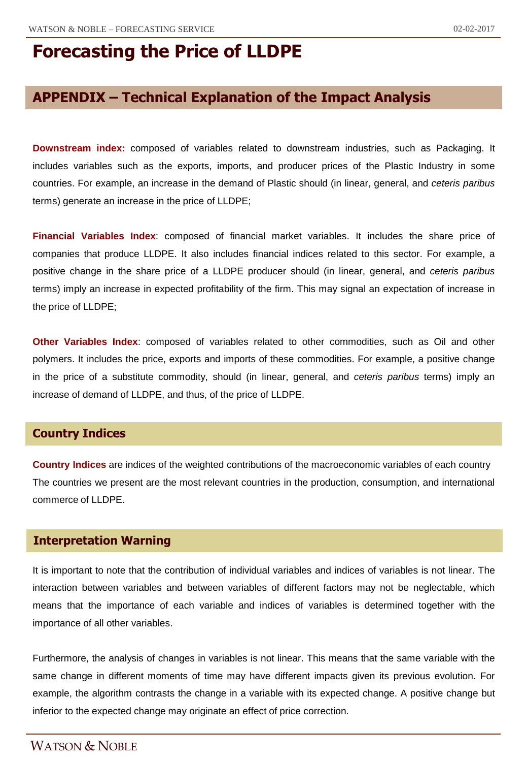# Forecasting the Price of LLDPE

## APPENDIX – Technical Explanation of the Impact Analysis

**Downstream index:** composed of variables related to downstream industries, such as Packaging. It includes variables such as the exports, imports, and producer prices of the Plastic Industry in some countries. For example, an increase in the demand of Plastic should (in linear, general, and *ceteris paribus* terms) generate an increase in the price of LLDPE;

**Financial Variables Index**: composed of financial market variables. It includes the share price of companies that produce LLDPE. It also includes financial indices related to this sector. For example, a positive change in the share price of a LLDPE producer should (in linear, general, and *ceteris paribus* terms) imply an increase in expected profitability of the firm. This may signal an expectation of increase in the price of LLDPE;

**Other Variables Index**: composed of variables related to other commodities, such as Oil and other polymers. It includes the price, exports and imports of these commodities. For example, a positive change in the price of a substitute commodity, should (in linear, general, and *ceteris paribus* terms) imply an increase of demand of LLDPE, and thus, of the price of LLDPE.

### Country Indices

**Country Indices** are indices of the weighted contributions of the macroeconomic variables of each country The countries we present are the most relevant countries in the production, consumption, and international commerce of LLDPE.

### Interpretation Warning

It is important to note that the contribution of individual variables and indices of variables is not linear. The interaction between variables and between variables of different factors may not be neglectable, which means that the importance of each variable and indices of variables is determined together with the importance of all other variables.

Furthermore, the analysis of changes in variables is not linear. This means that the same variable with the same change in different moments of time may have different impacts given its previous evolution. For example, the algorithm contrasts the change in a variable with its expected change. A positive change but inferior to the expected change may originate an effect of price correction.